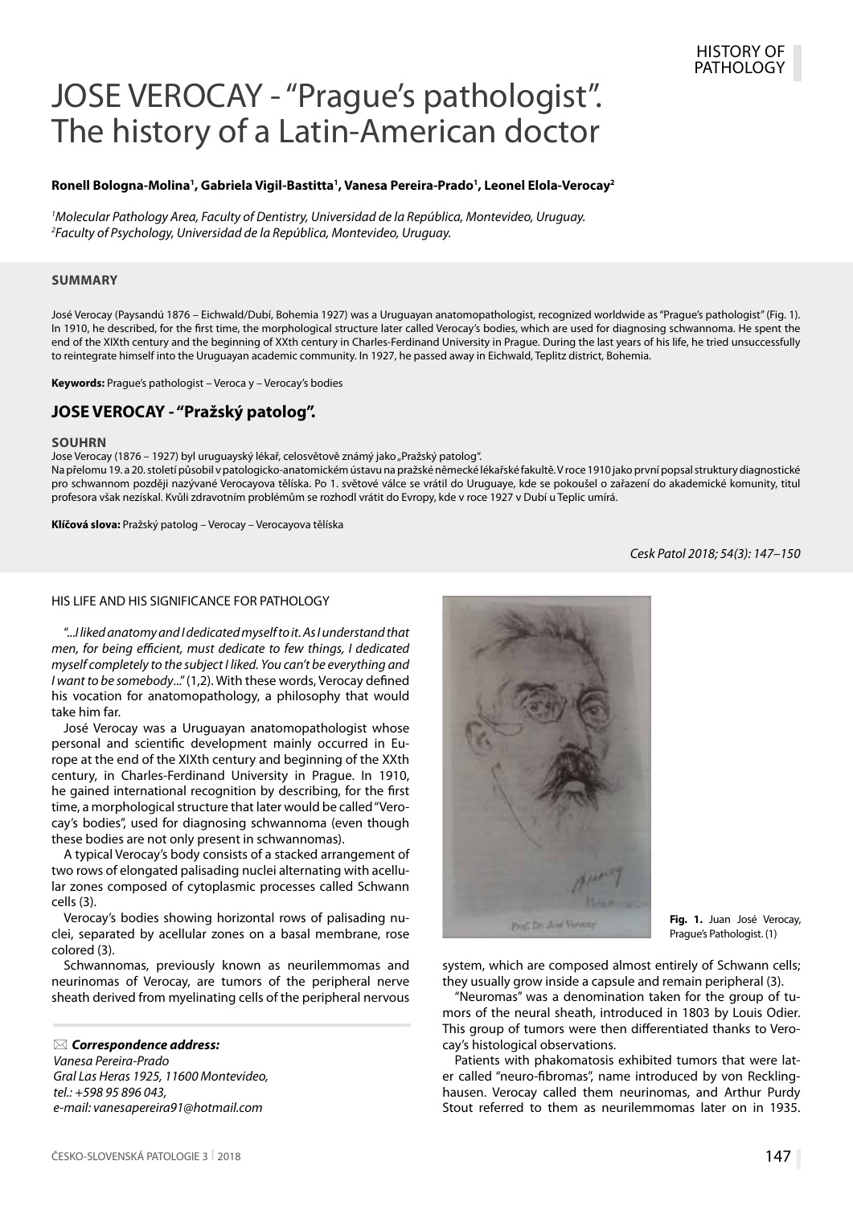# JOSE VEROCAY - "Prague's pathologist". The history of a Latin-American doctor

**Ronell Bologna-Molina[1], Gabriela Vigil-Bastitta[1], Vanesa Pereira-Prado[1], Leonel Elola-Verocay[2]**

*[1]Molecular Pathology Area, Faculty of Dentistry, Universidad de la República, Montevideo, Uruguay.*
*[2]Faculty of Psychology, Universidad de la República, Montevideo, Uruguay.*

## SUMMARY

José Verocay (Paysandú 1876 – Eichwald/Dubí, Bohemia 1927) was a Uruguayan anatomopathologist, recognized worldwide as "Prague's pathologist" (Fig. 1). In 1910, he described, for the first time, the morphological structure later called Verocay's bodies, which are used for diagnosing schwannoma. He spent the end of the XIXth century and the beginning of XXth century in Charles-Ferdinand University in Prague. During the last years of his life, he tried unsuccessfully to reintegrate himself into the Uruguayan academic community. In 1927, he passed away in Eichwald, Teplitz district, Bohemia.

**Keywords:** Prague's pathologist – Veroca y – Verocay's bodies

## JOSE VEROCAY - "Pražský patolog".

### SOUHRN

Jose Verocay (1876 – 1927) byl uruguayský lékař, celosvětově známý jako „Pražský patolog".
Na přelomu 19. a 20. století působil v patologicko-anatomickém ústavu na pražské německé lékařské fakultě. V roce 1910 jako první popsal struktury diagnostické pro schwannom později nazývané Verocayova tělíska. Po 1. světové válce se vrátil do Uruguaye, kde se pokoušel o zařazení do akademické komunity, titul profesora však nezískal. Kvůli zdravotním problémům se rozhodl vrátit do Evropy, kde v roce 1927 v Dubí u Teplic umírá.

**Klíčová slova:** Pražský patolog – Verocay – Verocayova tělíska

## HIS LIFE AND HIS SIGNIFICANCE FOR PATHOLOGY

*"...I liked anatomy and I dedicated myself to it. As I understand that men, for being efficient, must dedicate to few things, I dedicated myself completely to the subject I liked. You can't be everything and I want to be somebody..."* (1,2). With these words, Verocay defined his vocation for anatomopathology, a philosophy that would take him far.

José Verocay was a Uruguayan anatomopathologist whose personal and scientific development mainly occurred in Europe at the end of the XIXth century and beginning of the XXth century, in Charles-Ferdinand University in Prague. In 1910, he gained international recognition by describing, for the first time, a morphological structure that later would be called "Verocay's bodies", used for diagnosing schwannoma (even though these bodies are not only present in schwannomas).

A typical Verocay's body consists of a stacked arrangement of two rows of elongated palisading nuclei alternating with acellular zones composed of cytoplasmic processes called Schwann cells (3).

Verocay's bodies showing horizontal rows of palisading nuclei, separated by acellular zones on a basal membrane, rose colored (3).

Schwannomas, previously known as neurilemmomas and neurinomas of Verocay, are tumors of the peripheral nerve sheath derived from myelinating cells of the peripheral nervous system, which are composed almost entirely of Schwann cells; they usually grow inside a capsule and remain peripheral (3).

Prof. Dr. José Verocay

**Fig. 1.** Juan José Verocay, Prague's Pathologist. (1)

"Neuromas" was a denomination taken for the group of tumors of the neural sheath, introduced in 1803 by Louis Odier. This group of tumors were then differentiated thanks to Verocay's histological observations.

Patients with phakomatosis exhibited tumors that were later called "neuro-fibromas", name introduced by von Recklinghausen. Verocay called them neurinomas, and Arthur Purdy Stout referred to them as neurilemmomas later on in 1935.

***Correspondence address:***
*Vanesa Pereira-Prado*
*Gral Las Heras 1925, 11600 Montevideo,*
*tel.: +598 95 896 043,*
*e-mail: vanesapereira91@hotmail.com*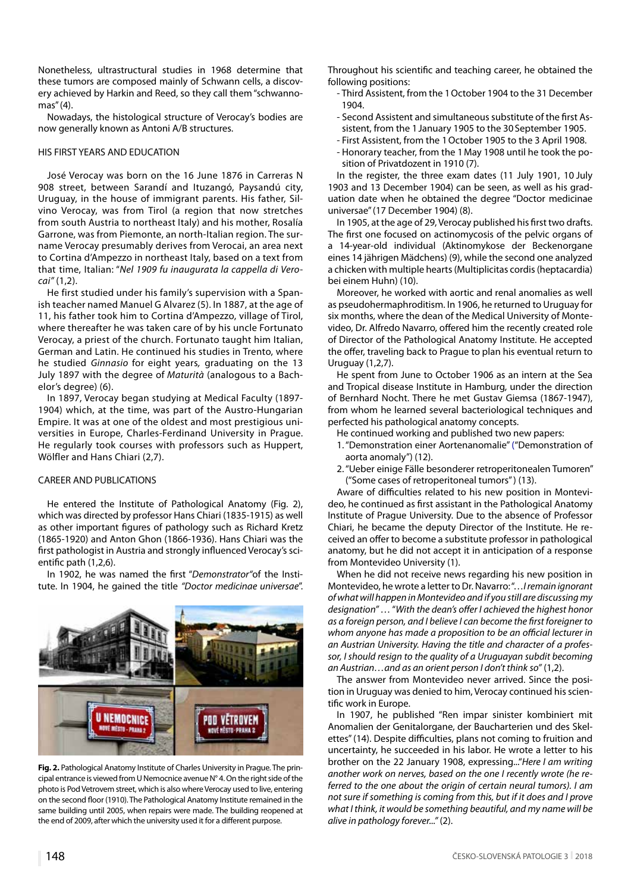Nonetheless, ultrastructural studies in 1968 determine that these tumors are composed mainly of Schwann cells, a discovery achieved by Harkin and Reed, so they call them "schwannomas" (4).

Nowadays, the histological structure of Verocay's bodies are now generally known as Antoni A/B structures.

## HIS FIRST YEARS AND EDUCATION

José Verocay was born on the 16 June 1876 in Carreras N 908 street, between Sarandí and Ituzangó, Paysandú city, Uruguay, in the house of immigrant parents. His father, Silvino Verocay, was from Tirol (a region that now stretches from south Austria to northeast Italy) and his mother, Rosalía Garrone, was from Piemonte, an north-Italian region. The surname Verocay presumably derives from Verocai, an area next to Cortina d'Ampezzo in northeast Italy, based on a text from that time, Italian: "*Nel 1909 fu inaugurata la cappella di Verocai"* (1,2).

He first studied under his family's supervision with a Spanish teacher named Manuel G Alvarez (5). In 1887, at the age of 11, his father took him to Cortina d'Ampezzo, village of Tirol, where thereafter he was taken care of by his uncle Fortunato Verocay, a priest of the church. Fortunato taught him Italian, German and Latin. He continued his studies in Trento, where he studied *Ginnasio* for eight years, graduating on the 13 July 1897 with the degree of *Maturità* (analogous to a Bachelor's degree) (6).

In 1897, Verocay began studying at Medical Faculty (1897-1904) which, at the time, was part of the Austro-Hungarian Empire. It was at one of the oldest and most prestigious universities in Europe, Charles-Ferdinand University in Prague. He regularly took courses with professors such as Huppert, Wölfler and Hans Chiari (2,7).

## CAREER AND PUBLICATIONS

He entered the Institute of Pathological Anatomy (Fig. 2), which was directed by professor Hans Chiari (1835-1915) as well as other important figures of pathology such as Richard Kretz (1865-1920) and Anton Ghon (1866-1936). Hans Chiari was the first pathologist in Austria and strongly influenced Verocay's scientific path (1,2,6).

In 1902, he was named the first "*Demonstrator"*of the Institute. In 1904, he gained the title *"Doctor medicinae universae*".

**Fig. 2.** Pathological Anatomy Institute of Charles University in Prague. The principal entrance is viewed from U Nemocnice avenue N° 4. On the right side of the photo is Pod Vetrovem street, which is also where Verocay used to live, entering on the second floor (1910). The Pathological Anatomy Institute remained in the same building until 2005, when repairs were made. The building reopened at the end of 2009, after which the university used it for a different purpose.

Throughout his scientific and teaching career, he obtained the following positions:

- Third Assistent, from the 1 October 1904 to the 31 December 1904.
- Second Assistent and simultaneous substitute of the first Assistent, from the 1 January 1905 to the 30 September 1905.
- First Assistent, from the 1 October 1905 to the 3 April 1908.
- Honorary teacher, from the 1 May 1908 until he took the position of Privatdozent in 1910 (7).

In the register, the three exam dates (11 July 1901, 10 July 1903 and 13 December 1904) can be seen, as well as his graduation date when he obtained the degree "Doctor medicinae universae" (17 December 1904) (8).

In 1905, at the age of 29, Verocay published his first two drafts. The first one focused on actinomycosis of the pelvic organs of a 14-year-old individual (Aktinomykose der Beckenorgane eines 14 jährigen Mädchens) (9), while the second one analyzed a chicken with multiple hearts (Multiplicitas cordis (heptacardia) bei einem Huhn) (10).

Moreover, he worked with aortic and renal anomalies as well as pseudohermaphroditism. In 1906, he returned to Uruguay for six months, where the dean of the Medical University of Montevideo, Dr. Alfredo Navarro, offered him the recently created role of Director of the Pathological Anatomy Institute. He accepted the offer, traveling back to Prague to plan his eventual return to Uruguay (1,2,7).

He spent from June to October 1906 as an intern at the Sea and Tropical disease Institute in Hamburg, under the direction of Bernhard Nocht. There he met Gustav Giemsa (1867-1947), from whom he learned several bacteriological techniques and perfected his pathological anatomy concepts.

He continued working and published two new papers:

1. "Demonstration einer Aortenanomalie" ("Demonstration of aorta anomaly") (12).
2. "Ueber einige Fälle besonderer retroperitonealen Tumoren" ("Some cases of retroperitoneal tumors") (13).

Aware of difficulties related to his new position in Montevideo, he continued as first assistant in the Pathological Anatomy Institute of Prague University. Due to the absence of Professor Chiari, he became the deputy Director of the Institute. He received an offer to become a substitute professor in pathological anatomy, but he did not accept it in anticipation of a response from Montevideo University (1).

When he did not receive news regarding his new position in Montevideo, he wrote a letter to Dr. Navarro: "*…I remain ignorant of what will happen in Montevideo and if you still are discussing my designation*" … "*With the dean's offer I achieved the highest honor as a foreign person, and I believe I can become the first foreigner to whom anyone has made a proposition to be an official lecturer in an Austrian University. Having the title and character of a professor, I should resign to the quality of a Uruguayan subdit becoming an Austrian…and as an orient person I don't think so*" (1,2).

The answer from Montevideo never arrived. Since the position in Uruguay was denied to him, Verocay continued his scientific work in Europe.

In 1907, he published "Ren impar sinister kombiniert mit Anomalien der Genitalorgane, der Baucharterien und des Skelettes" (14). Despite difficulties, plans not coming to fruition and uncertainty, he succeeded in his labor. He wrote a letter to his brother on the 22 January 1908, expressing..."*Here I am writing another work on nerves, based on the one I recently wrote (he referred to the one about the origin of certain neural tumors). I am not sure if something is coming from this, but if it does and I prove what I think, it would be something beautiful, and my name will be alive in pathology forever..."* (2).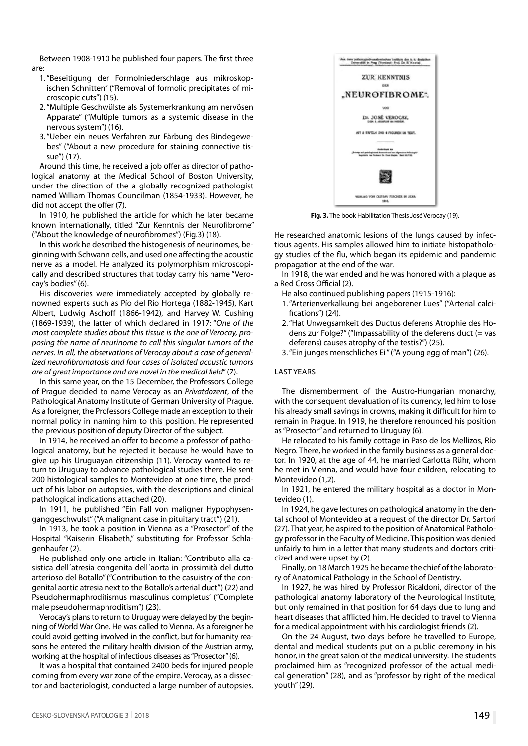Between 1908-1910 he published four papers. The first three are:

1. "Beseitigung der Formolniederschlage aus mikroskopischen Schnitten" ("Removal of formolic precipitates of microscopic cuts") (15).
2. "Multiple Geschwülste als Systemerkrankung am nervösen Apparate" ("Multiple tumors as a systemic disease in the nervous system") (16).
3. "Ueber ein neues Verfahren zur Färbung des Bindegewebes" ("About a new procedure for staining connective tissue") (17).

Around this time, he received a job offer as director of pathological anatomy at the Medical School of Boston University, under the direction of the a globally recognized pathologist named William Thomas Councilman (1854-1933). However, he did not accept the offer (7).

In 1910, he published the article for which he later became known internationally, titled "Zur Kenntnis der Neurofibrome" ("About the knowledge of neurofibromes") (Fig.3) (18).

In this work he described the histogenesis of neurinomes, beginning with Schwann cells, and used one affecting the acoustic nerve as a model. He analyzed its polymorphism microscopically and described structures that today carry his name "Verocay's bodies" (6).

His discoveries were immediately accepted by globally renowned experts such as Pío del Río Hortega (1882-1945), Kart Albert, Ludwig Aschoff (1866-1942), and Harvey W. Cushing (1869-1939), the latter of which declared in 1917: "*One of the most complete studies about this tissue is the one of Verocay, proposing the name of neurinome to call this singular tumors of the nerves. In all, the observations of Verocay about a case of generalized neurofibromatosis and four cases of isolated acoustic tumors are of great importance and are novel in the medical field*" (7).

In this same year, on the 15 December, the Professors College of Prague decided to name Verocay as an *Privatdozent*, of the Pathological Anatomy Institute of German University of Prague. As a foreigner, the Professors College made an exception to their normal policy in naming him to this position. He represented the previous position of deputy Director of the subject.

In 1914, he received an offer to become a professor of pathological anatomy, but he rejected it because he would have to give up his Uruguayan citizenship (11). Verocay wanted to return to Uruguay to advance pathological studies there. He sent 200 histological samples to Montevideo at one time, the product of his labor on autopsies, with the descriptions and clinical pathological indications attached (20).

In 1911, he published "Ein Fall von maligner Hypophysenganggeschwulst" ("A malignant case in pituitary tract") (21).

In 1913, he took a position in Vienna as a "Prosector" of the Hospital "Kaiserin Elisabeth," substituting for Professor Schlagenhaufer (2).

He published only one article in Italian: "Contributo alla casistica dell´atresia congenita dell´aorta in prossimità del dutto arterioso del Botallo" ("Contribution to the casuistry of the congenital aortic atresia next to the Botallo's arterial duct") (22) and Pseudohermaphroditismus masculinus completus" ("Complete male pseudohermaphroditism") (23).

Verocay's plans to return to Uruguay were delayed by the beginning of World War One. He was called to Vienna. As a foreigner he could avoid getting involved in the conflict, but for humanity reasons he entered the military health division of the Austrian army, working at the hospital of infectious diseases as "Prosector" (6).

It was a hospital that contained 2400 beds for injured people coming from every war zone of the empire. Verocay, as a dissector and bacteriologist, conducted a large number of autopsies.

**Fig. 3.** The book Habilitation Thesis José Verocay (19).

He researched anatomic lesions of the lungs caused by infectious agents. His samples allowed him to initiate histopathology studies of the flu, which began its epidemic and pandemic propagation at the end of the war.

In 1918, the war ended and he was honored with a plaque as a Red Cross Official (2).

He also continued publishing papers (1915-1916):

1. "Arterienverkalkung bei angeborener Lues" ("Arterial calcifications") (24).
2. "Hat Unwegsamkeit des Ductus deferens Atrophie des Hodens zur Folge?" ("Impassability of the deferens duct (= vas deferens) causes atrophy of the testis?") (25).
3. "Ein junges menschliches Ei" ("A young egg of man") (26).

## LAST YEARS

The dismemberment of the Austro-Hungarian monarchy, with the consequent devaluation of its currency, led him to lose his already small savings in crowns, making it difficult for him to remain in Prague. In 1919, he therefore renounced his position as "Prosector" and returned to Uruguay (6).

He relocated to his family cottage in Paso de los Mellizos, Río Negro. There, he worked in the family business as a general doctor. In 1920, at the age of 44, he married Carlotta Rühr, whom he met in Vienna, and would have four children, relocating to Montevideo (1,2).

In 1921, he entered the military hospital as a doctor in Montevideo (1).

In 1924, he gave lectures on pathological anatomy in the dental school of Montevideo at a request of the director Dr. Sartori (27). That year, he aspired to the position of Anatomical Pathology professor in the Faculty of Medicine. This position was denied unfairly to him in a letter that many students and doctors criticized and were upset by (2).

Finally, on 18 March 1925 he became the chief of the laboratory of Anatomical Pathology in the School of Dentistry.

In 1927, he was hired by Professor Ricaldoni, director of the pathological anatomy laboratory of the Neurological Institute, but only remained in that position for 64 days due to lung and heart diseases that afflicted him. He decided to travel to Vienna for a medical appointment with his cardiologist friends (2).

On the 24 August, two days before he travelled to Europe, dental and medical students put on a public ceremony in his honor, in the great salon of the medical university. The students proclaimed him as "recognized professor of the actual medical generation" (28), and as "professor by right of the medical youth" (29).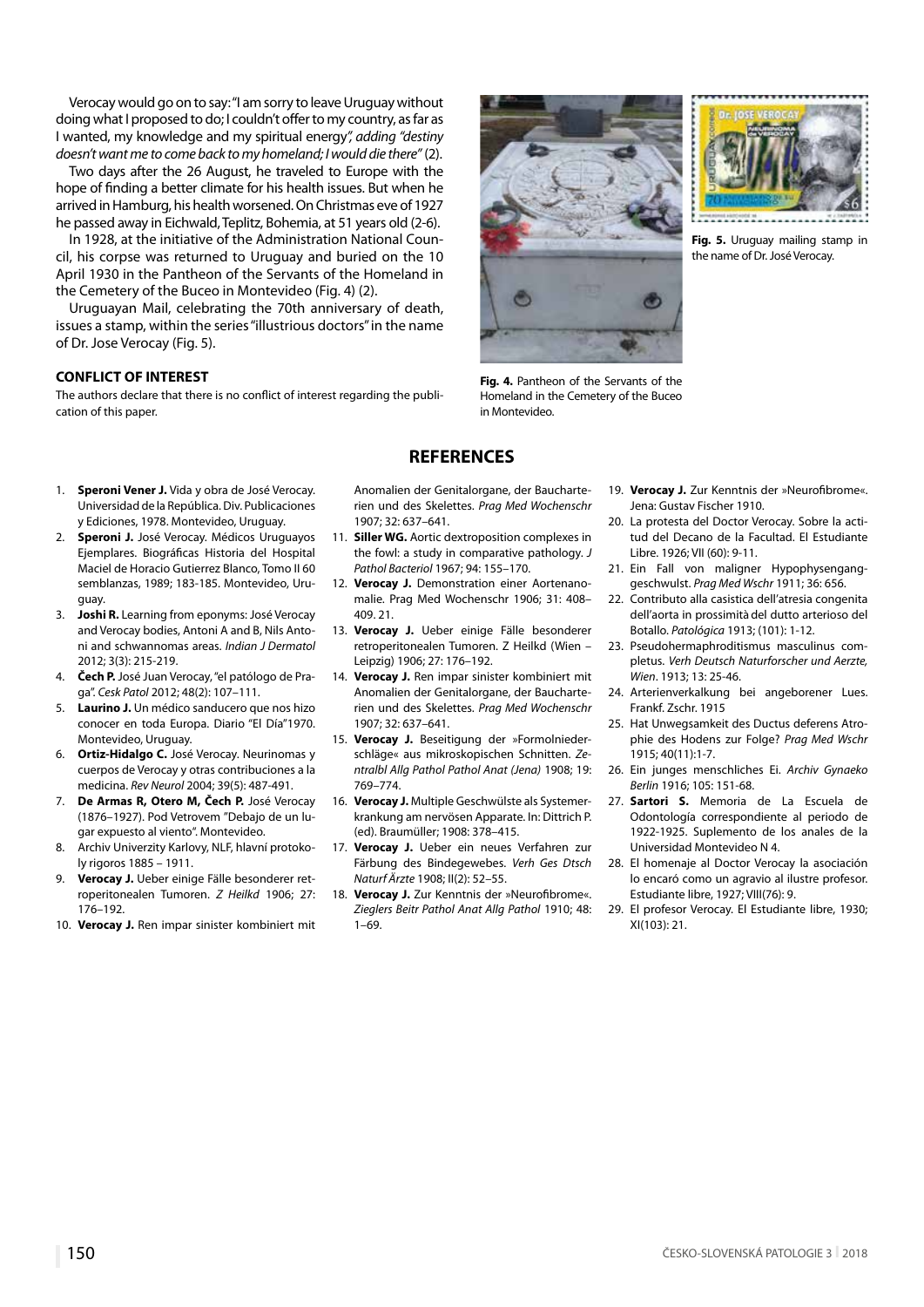Verocay would go on to say: "I am sorry to leave Uruguay without doing what I proposed to do; I couldn't offer to my country, as far as I wanted, my knowledge and my spiritual energy", *adding "destiny doesn't want me to come back to my homeland; I would die there"* (2).

Two days after the 26 August, he traveled to Europe with the hope of finding a better climate for his health issues. But when he arrived in Hamburg, his health worsened. On Christmas eve of 1927 he passed away in Eichwald, Teplitz, Bohemia, at 51 years old (2-6).

In 1928, at the initiative of the Administration National Council, his corpse was returned to Uruguay and buried on the 10 April 1930 in the Pantheon of the Servants of the Homeland in the Cemetery of the Buceo in Montevideo (Fig. 4) (2).

Uruguayan Mail, celebrating the 70th anniversary of death, issues a stamp, within the series "illustrious doctors" in the name of Dr. Jose Verocay (Fig. 5).

**Fig. 4.** Pantheon of the Servants of the Homeland in the Cemetery of the Buceo in Montevideo.

**Fig. 5.** Uruguay mailing stamp in the name of Dr. José Verocay.

#### CONFLICT OF INTEREST

The authors declare that there is no conflict of interest regarding the publication of this paper.

## REFERENCES

1. **Speroni Vener J.** Vida y obra de José Verocay. Universidad de la República. Div. Publicaciones y Ediciones, 1978. Montevideo, Uruguay.
2. **Speroni J.** José Verocay. Médicos Uruguayos Ejemplares. Biográficas Historia del Hospital Maciel de Horacio Gutierrez Blanco, Tomo II 60 semblanzas, 1989; 183-185. Montevideo, Uruguay.
3. **Joshi R.** Learning from eponyms: José Verocay and Verocay bodies, Antoni A and B, Nils Antoni and schwannomas areas. *Indian J Dermatol* 2012; 3(3): 215-219.
4. **Čech P.** José Juan Verocay, "el patólogo de Praga". *Cesk Patol* 2012; 48(2): 107–111.
5. **Laurino J.** Un médico sanducero que nos hizo conocer en toda Europa. Diario "El Día"1970. Montevideo, Uruguay.
6. **Ortiz-Hidalgo C.** José Verocay. Neurinomas y cuerpos de Verocay y otras contribuciones a la medicina. *Rev Neurol* 2004; 39(5): 487-491.
7. **De Armas R, Otero M, Čech P.** José Verocay (1876–1927). Pod Vetrovem "Debajo de un lugar expuesto al viento". Montevideo.
8. Archiv Univerzity Karlovy, NLF, hlavní protokoly rigoros 1885 – 1911.
9. **Verocay J.** Ueber einige Fälle besonderer retroperitonealen Tumoren. *Z Heilkd* 1906; 27: 176–192.
10. **Verocay J.** Ren impar sinister kombiniert mit Anomalien der Genitalorgane, der Bauchcharterien und des Skelettes. *Prag Med Wochenschr* 1907; 32: 637–641.
11. **Siller WG.** Aortic dextroposition complexes in the fowl: a study in comparative pathology. *J Pathol Bacteriol* 1967; 94: 155–170.
12. **Verocay J.** Demonstration einer Aortenanomalie. Prag Med Wochenschr 1906; 31: 408–409. 21.
13. **Verocay J.** Ueber einige Fälle besonderer retroperitonealen Tumoren. Z Heilkd (Wien – Leipzig) 1906; 27: 176–192.
14. **Verocay J.** Ren impar sinister kombiniert mit Anomalien der Genitalorgane, der Bauchcharterien und des Skelettes. *Prag Med Wochenschr* 1907; 32: 637–641.
15. **Verocay J.** Beseitigung der »Formolniederschläge« aus mikroskopischen Schnitten. *Zentralbl Allg Pathol Pathol Anat (Jena)* 1908; 19: 769–774.
16. **Verocay J.** Multiple Geschwülste als Systemerkrankung am nervösen Apparate. In: Dittrich P. (ed). Braumüller; 1908: 378–415.
17. **Verocay J.** Ueber ein neues Verfahren zur Färbung des Bindegewebes. *Verh Ges Dtsch Naturf Ärzte* 1908; II(2): 52–55.
18. **Verocay J.** Zur Kenntnis der »Neurofibrome«. *Zieglers Beitr Pathol Anat Allg Pathol* 1910; 48: 1–69.
19. **Verocay J.** Zur Kenntnis der »Neurofibrome«. Jena: Gustav Fischer 1910.
20. La protesta del Doctor Verocay. Sobre la actitud del Decano de la Facultad. El Estudiante Libre. 1926; VII (60): 9-11.
21. Ein Fall von maligner Hypophysengang­geschwulst. *Prag Med Wschr* 1911; 36: 656.
22. Contributo alla casistica dell'atresia congenita dell'aorta in prossimità del dutto arterioso del Botallo. *Patológica* 1913; (101): 1-12.
23. Pseudohermaphroditismus masculinus completus. *Verh Deutsch Naturforscher und Aerzte, Wien*. 1913; 13: 25-46.
24. Arterienverkalkung bei angeborener Lues. Frankf. Zschr. 1915
25. Hat Unwegsamkeit des Ductus deferens Atrophie des Hodens zur Folge? *Prag Med Wschr* 1915; 40(11):1-7.
26. Ein junges menschliches Ei. *Archiv Gynaeko Berlin* 1916; 105: 151-68.
27. **Sartori S.** Memoria de La Escuela de Odontología correspondiente al periodo de 1922-1925. Suplemento de los anales de la Universidad Montevideo N 4.
28. El homenaje al Doctor Verocay la asociación lo encaró como un agravio al ilustre profesor. Estudiante libre, 1927; VIII(76): 9.
29. El profesor Verocay. El Estudiante libre, 1930; XI(103): 21.